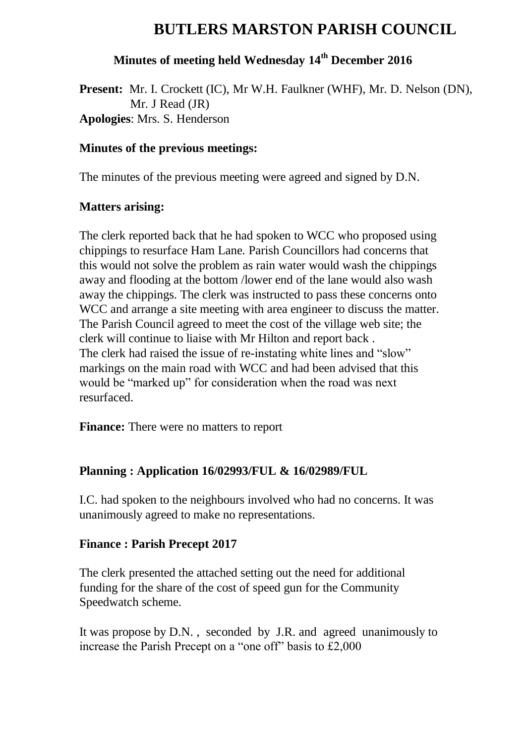# BUTLERS MARSTON PARISH COUNCIL

## Minutes of meeting held Wednesday 14th December 2016

**Present:** Mr. I. Crockett (IC), Mr W.H. Faulkner (WHF), Mr. D. Nelson (DN), Mr. J Read (JR)
**Apologies**: Mrs. S. Henderson

**Minutes of the previous meetings:**

The minutes of the previous meeting were agreed and signed by D.N.

**Matters arising:**

The clerk reported back that he had spoken to WCC who proposed using chippings to resurface Ham Lane. Parish Councillors had concerns that this would not solve the problem as rain water would wash the chippings away and flooding at the bottom /lower end of the lane would also wash away the chippings. The clerk was instructed to pass these concerns onto WCC and arrange a site meeting with area engineer to discuss the matter.
The Parish Council agreed to meet the cost of the village web site; the clerk will continue to liaise with Mr Hilton and report back .
The clerk had raised the issue of re-instating white lines and "slow" markings on the main road with WCC and had been advised that this would be "marked up" for consideration when the road was next resurfaced.

**Finance:** There were no matters to report

**Planning : Application 16/02993/FUL & 16/02989/FUL**

I.C. had spoken to the neighbours involved who had no concerns. It was unanimously agreed to make no representations.

**Finance : Parish Precept 2017**

The clerk presented the attached setting out the need for additional funding for the share of the cost of speed gun for the Community Speedwatch scheme.

It was propose by D.N. , seconded by J.R. and agreed unanimously to increase the Parish Precept on a "one off" basis to £2,000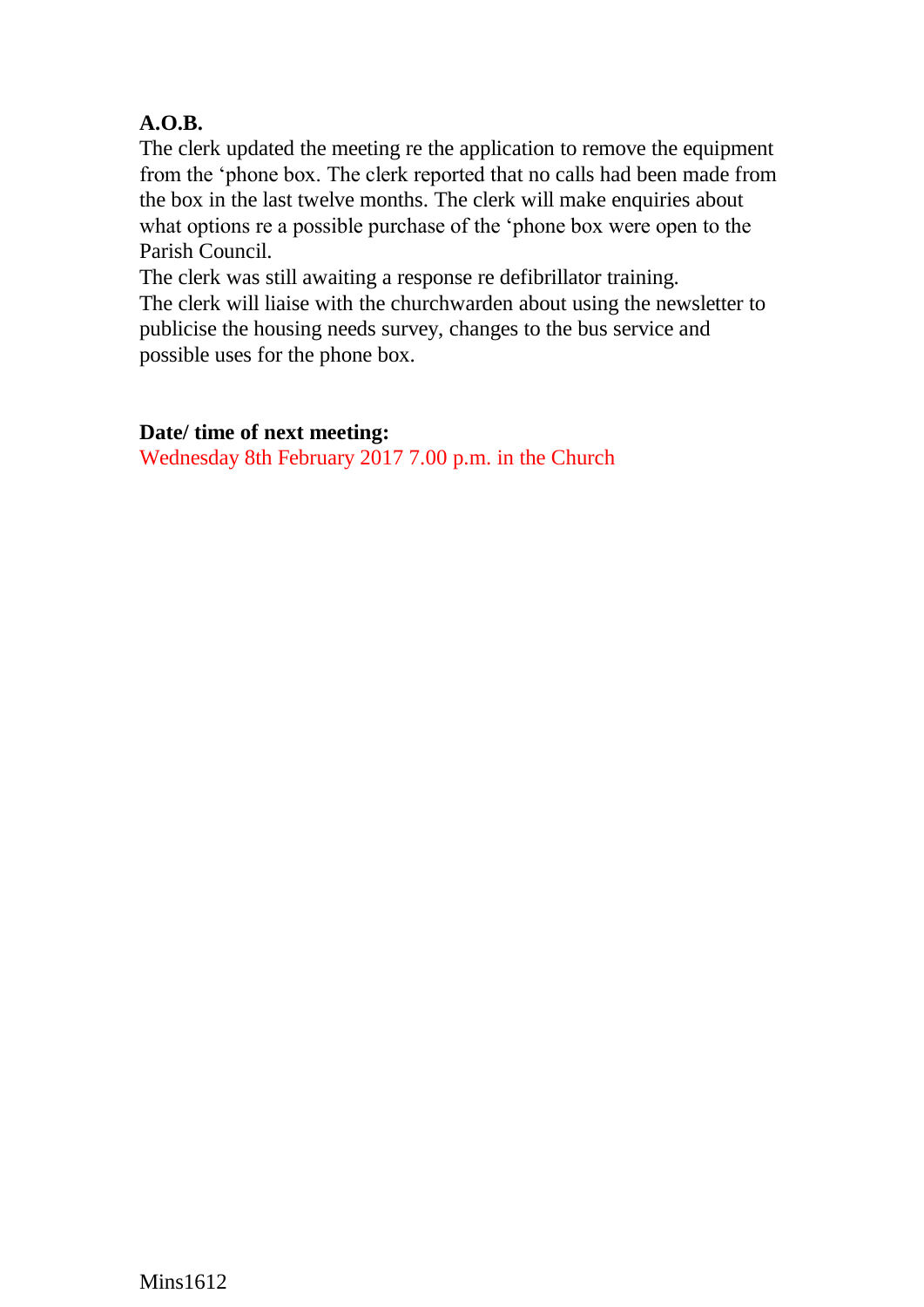**A.O.B.**

The clerk updated the meeting re the application to remove the equipment from the 'phone box. The clerk reported that no calls had been made from the box in the last twelve months. The clerk will make enquiries about what options re a possible purchase of the 'phone box were open to the Parish Council.

The clerk was still awaiting a response re defibrillator training.

The clerk will liaise with the churchwarden about using the newsletter to publicise the housing needs survey, changes to the bus service and possible uses for the phone box.

**Date/ time of next meeting:**

Wednesday 8th February 2017 7.00 p.m. in the Church

Mins1612